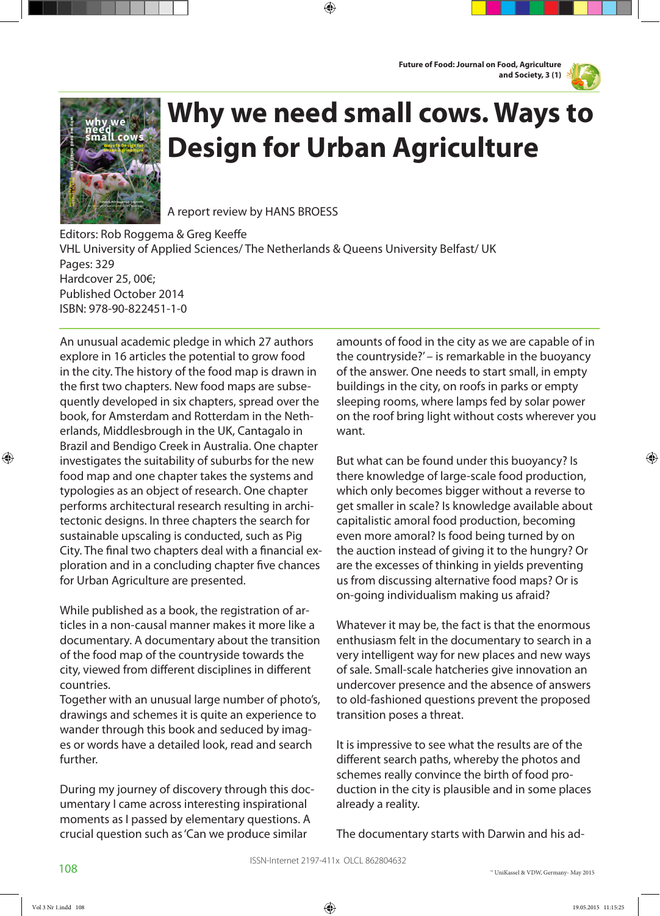# Why we need small cows. Ways to Design for Urban Agriculture

A report review by HANS BROESS

Editors: Rob Roggema & Greg Keeffe
VHL University of Applied Sciences/ The Netherlands & Queens University Belfast/ UK
Pages: 329
Hardcover 25, 00€;
Published October 2014
ISBN: 978-90-822451-1-0

An unusual academic pledge in which 27 authors explore in 16 articles the potential to grow food in the city. The history of the food map is drawn in the first two chapters. New food maps are subsequently developed in six chapters, spread over the book, for Amsterdam and Rotterdam in the Netherlands, Middlesbrough in the UK, Cantagalo in Brazil and Bendigo Creek in Australia. One chapter investigates the suitability of suburbs for the new food map and one chapter takes the systems and typologies as an object of research. One chapter performs architectural research resulting in architectonic designs. In three chapters the search for sustainable upscaling is conducted, such as Pig City. The final two chapters deal with a financial exploration and in a concluding chapter five chances for Urban Agriculture are presented.

While published as a book, the registration of articles in a non-causal manner makes it more like a documentary. A documentary about the transition of the food map of the countryside towards the city, viewed from different disciplines in different countries.
Together with an unusual large number of photo's, drawings and schemes it is quite an experience to wander through this book and seduced by images or words have a detailed look, read and search further.

During my journey of discovery through this documentary I came across interesting inspirational moments as I passed by elementary questions. A crucial question such as 'Can we produce similar amounts of food in the city as we are capable of in the countryside?' – is remarkable in the buoyancy of the answer. One needs to start small, in empty buildings in the city, on roofs in parks or empty sleeping rooms, where lamps fed by solar power on the roof bring light without costs wherever you want.

But what can be found under this buoyancy? Is there knowledge of large-scale food production, which only becomes bigger without a reverse to get smaller in scale? Is knowledge available about capitalistic amoral food production, becoming even more amoral? Is food being turned by on the auction instead of giving it to the hungry? Or are the excesses of thinking in yields preventing us from discussing alternative food maps? Or is on-going individualism making us afraid?

Whatever it may be, the fact is that the enormous enthusiasm felt in the documentary to search in a very intelligent way for new places and new ways of sale. Small-scale hatcheries give innovation an undercover presence and the absence of answers to old-fashioned questions prevent the proposed transition poses a threat.

It is impressive to see what the results are of the different search paths, whereby the photos and schemes really convince the birth of food production in the city is plausible and in some places already a reality.

The documentary starts with Darwin and his ad-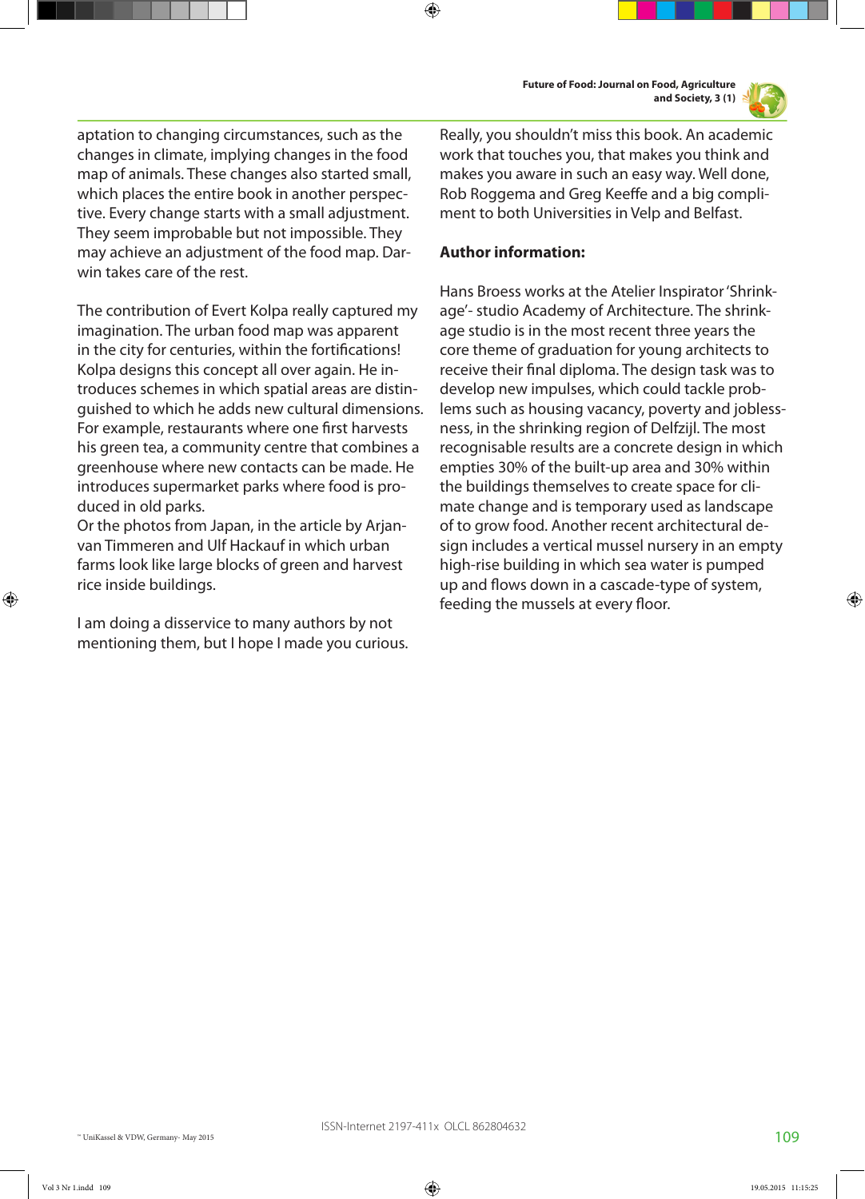aptation to changing circumstances, such as the changes in climate, implying changes in the food map of animals. These changes also started small, which places the entire book in another perspective. Every change starts with a small adjustment. They seem improbable but not impossible. They may achieve an adjustment of the food map. Darwin takes care of the rest.

The contribution of Evert Kolpa really captured my imagination. The urban food map was apparent in the city for centuries, within the fortifications! Kolpa designs this concept all over again. He introduces schemes in which spatial areas are distinguished to which he adds new cultural dimensions. For example, restaurants where one first harvests his green tea, a community centre that combines a greenhouse where new contacts can be made. He introduces supermarket parks where food is produced in old parks.
Or the photos from Japan, in the article by Arjan van Timmeren and Ulf Hackauf in which urban farms look like large blocks of green and harvest rice inside buildings.

I am doing a disservice to many authors by not mentioning them, but I hope I made you curious.

Really, you shouldn't miss this book. An academic work that touches you, that makes you think and makes you aware in such an easy way. Well done, Rob Roggema and Greg Keeffe and a big compliment to both Universities in Velp and Belfast.

**Author information:**

Hans Broess works at the Atelier Inspirator 'Shrinkage'- studio Academy of Architecture. The shrinkage studio is in the most recent three years the core theme of graduation for young architects to receive their final diploma. The design task was to develop new impulses, which could tackle problems such as housing vacancy, poverty and joblessness, in the shrinking region of Delfzijl. The most recognisable results are a concrete design in which empties 30% of the built-up area and 30% within the buildings themselves to create space for climate change and is temporary used as landscape of to grow food. Another recent architectural design includes a vertical mussel nursery in an empty high-rise building in which sea water is pumped up and flows down in a cascade-type of system, feeding the mussels at every floor.